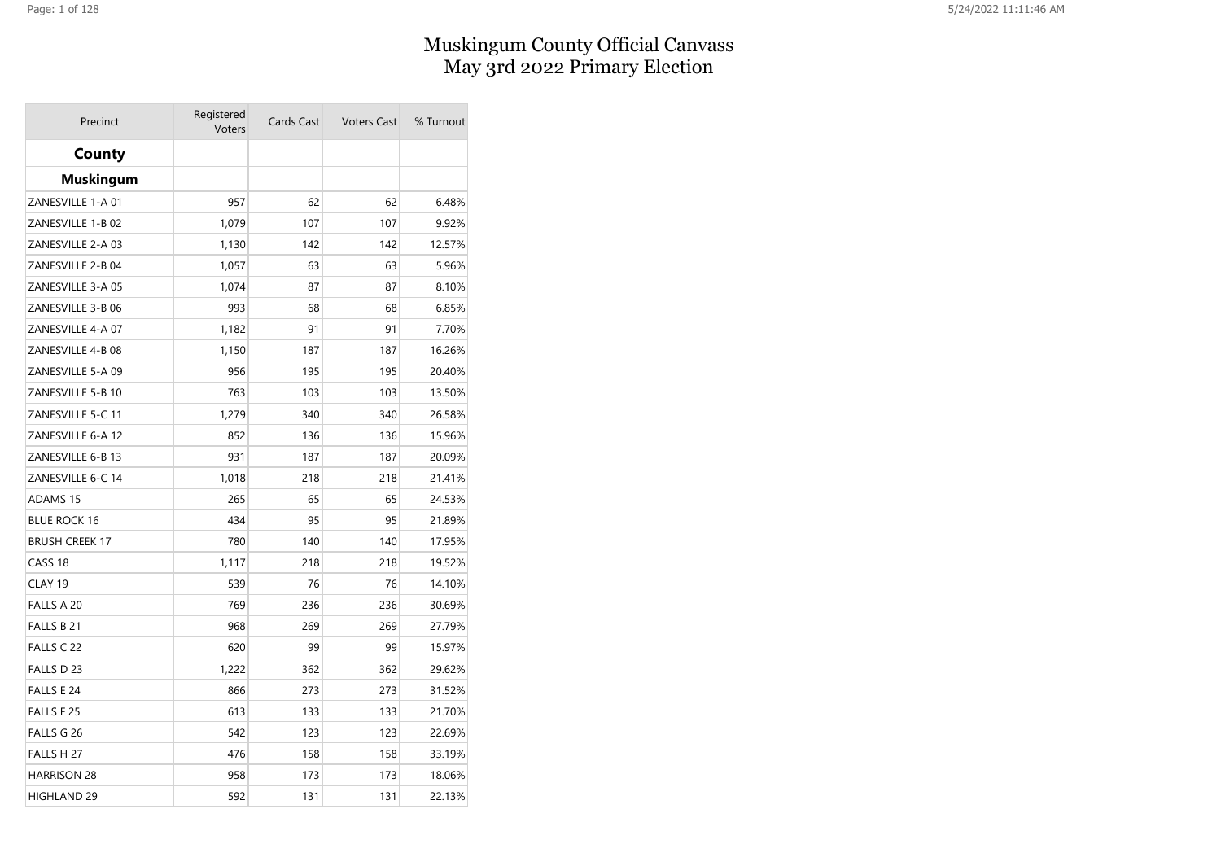# Muskingum County Official Canvass
# May 3rd 2022 Primary Election

| Precinct | Registered Voters | Cards Cast | Voters Cast | % Turnout |
|---|---|---|---|---|
| **County** | | | | |
| **Muskingum** | | | | |
| ZANESVILLE 1-A 01 | 957 | 62 | 62 | 6.48% |
| ZANESVILLE 1-B 02 | 1,079 | 107 | 107 | 9.92% |
| ZANESVILLE 2-A 03 | 1,130 | 142 | 142 | 12.57% |
| ZANESVILLE 2-B 04 | 1,057 | 63 | 63 | 5.96% |
| ZANESVILLE 3-A 05 | 1,074 | 87 | 87 | 8.10% |
| ZANESVILLE 3-B 06 | 993 | 68 | 68 | 6.85% |
| ZANESVILLE 4-A 07 | 1,182 | 91 | 91 | 7.70% |
| ZANESVILLE 4-B 08 | 1,150 | 187 | 187 | 16.26% |
| ZANESVILLE 5-A 09 | 956 | 195 | 195 | 20.40% |
| ZANESVILLE 5-B 10 | 763 | 103 | 103 | 13.50% |
| ZANESVILLE 5-C 11 | 1,279 | 340 | 340 | 26.58% |
| ZANESVILLE 6-A 12 | 852 | 136 | 136 | 15.96% |
| ZANESVILLE 6-B 13 | 931 | 187 | 187 | 20.09% |
| ZANESVILLE 6-C 14 | 1,018 | 218 | 218 | 21.41% |
| ADAMS 15 | 265 | 65 | 65 | 24.53% |
| BLUE ROCK 16 | 434 | 95 | 95 | 21.89% |
| BRUSH CREEK 17 | 780 | 140 | 140 | 17.95% |
| CASS 18 | 1,117 | 218 | 218 | 19.52% |
| CLAY 19 | 539 | 76 | 76 | 14.10% |
| FALLS A 20 | 769 | 236 | 236 | 30.69% |
| FALLS B 21 | 968 | 269 | 269 | 27.79% |
| FALLS C 22 | 620 | 99 | 99 | 15.97% |
| FALLS D 23 | 1,222 | 362 | 362 | 29.62% |
| FALLS E 24 | 866 | 273 | 273 | 31.52% |
| FALLS F 25 | 613 | 133 | 133 | 21.70% |
| FALLS G 26 | 542 | 123 | 123 | 22.69% |
| FALLS H 27 | 476 | 158 | 158 | 33.19% |
| HARRISON 28 | 958 | 173 | 173 | 18.06% |
| HIGHLAND 29 | 592 | 131 | 131 | 22.13% |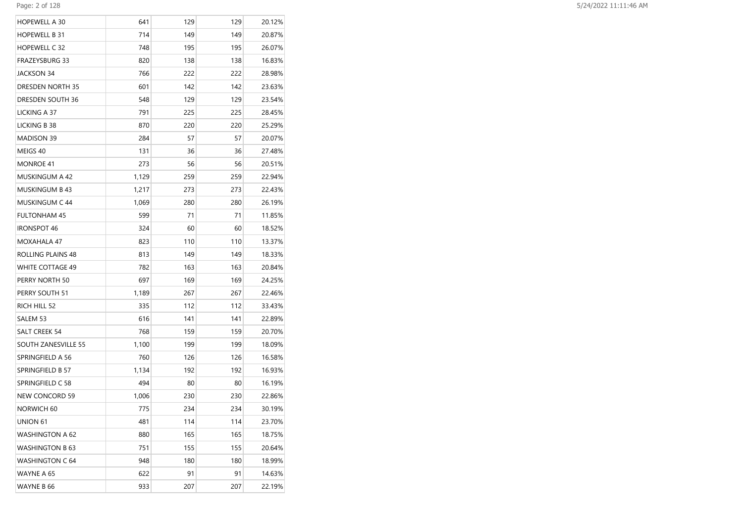| | | | | |
|---|---|---|---|---|
| HOPEWELL A 30 | 641 | 129 | 129 | 20.12% |
| HOPEWELL B 31 | 714 | 149 | 149 | 20.87% |
| HOPEWELL C 32 | 748 | 195 | 195 | 26.07% |
| FRAZEYSBURG 33 | 820 | 138 | 138 | 16.83% |
| JACKSON 34 | 766 | 222 | 222 | 28.98% |
| DRESDEN NORTH 35 | 601 | 142 | 142 | 23.63% |
| DRESDEN SOUTH 36 | 548 | 129 | 129 | 23.54% |
| LICKING A 37 | 791 | 225 | 225 | 28.45% |
| LICKING B 38 | 870 | 220 | 220 | 25.29% |
| MADISON 39 | 284 | 57 | 57 | 20.07% |
| MEIGS 40 | 131 | 36 | 36 | 27.48% |
| MONROE 41 | 273 | 56 | 56 | 20.51% |
| MUSKINGUM A 42 | 1,129 | 259 | 259 | 22.94% |
| MUSKINGUM B 43 | 1,217 | 273 | 273 | 22.43% |
| MUSKINGUM C 44 | 1,069 | 280 | 280 | 26.19% |
| FULTONHAM 45 | 599 | 71 | 71 | 11.85% |
| IRONSPOT 46 | 324 | 60 | 60 | 18.52% |
| MOXAHALA 47 | 823 | 110 | 110 | 13.37% |
| ROLLING PLAINS 48 | 813 | 149 | 149 | 18.33% |
| WHITE COTTAGE 49 | 782 | 163 | 163 | 20.84% |
| PERRY NORTH 50 | 697 | 169 | 169 | 24.25% |
| PERRY SOUTH 51 | 1,189 | 267 | 267 | 22.46% |
| RICH HILL 52 | 335 | 112 | 112 | 33.43% |
| SALEM 53 | 616 | 141 | 141 | 22.89% |
| SALT CREEK 54 | 768 | 159 | 159 | 20.70% |
| SOUTH ZANESVILLE 55 | 1,100 | 199 | 199 | 18.09% |
| SPRINGFIELD A 56 | 760 | 126 | 126 | 16.58% |
| SPRINGFIELD B 57 | 1,134 | 192 | 192 | 16.93% |
| SPRINGFIELD C 58 | 494 | 80 | 80 | 16.19% |
| NEW CONCORD 59 | 1,006 | 230 | 230 | 22.86% |
| NORWICH 60 | 775 | 234 | 234 | 30.19% |
| UNION 61 | 481 | 114 | 114 | 23.70% |
| WASHINGTON A 62 | 880 | 165 | 165 | 18.75% |
| WASHINGTON B 63 | 751 | 155 | 155 | 20.64% |
| WASHINGTON C 64 | 948 | 180 | 180 | 18.99% |
| WAYNE A 65 | 622 | 91 | 91 | 14.63% |
| WAYNE B 66 | 933 | 207 | 207 | 22.19% |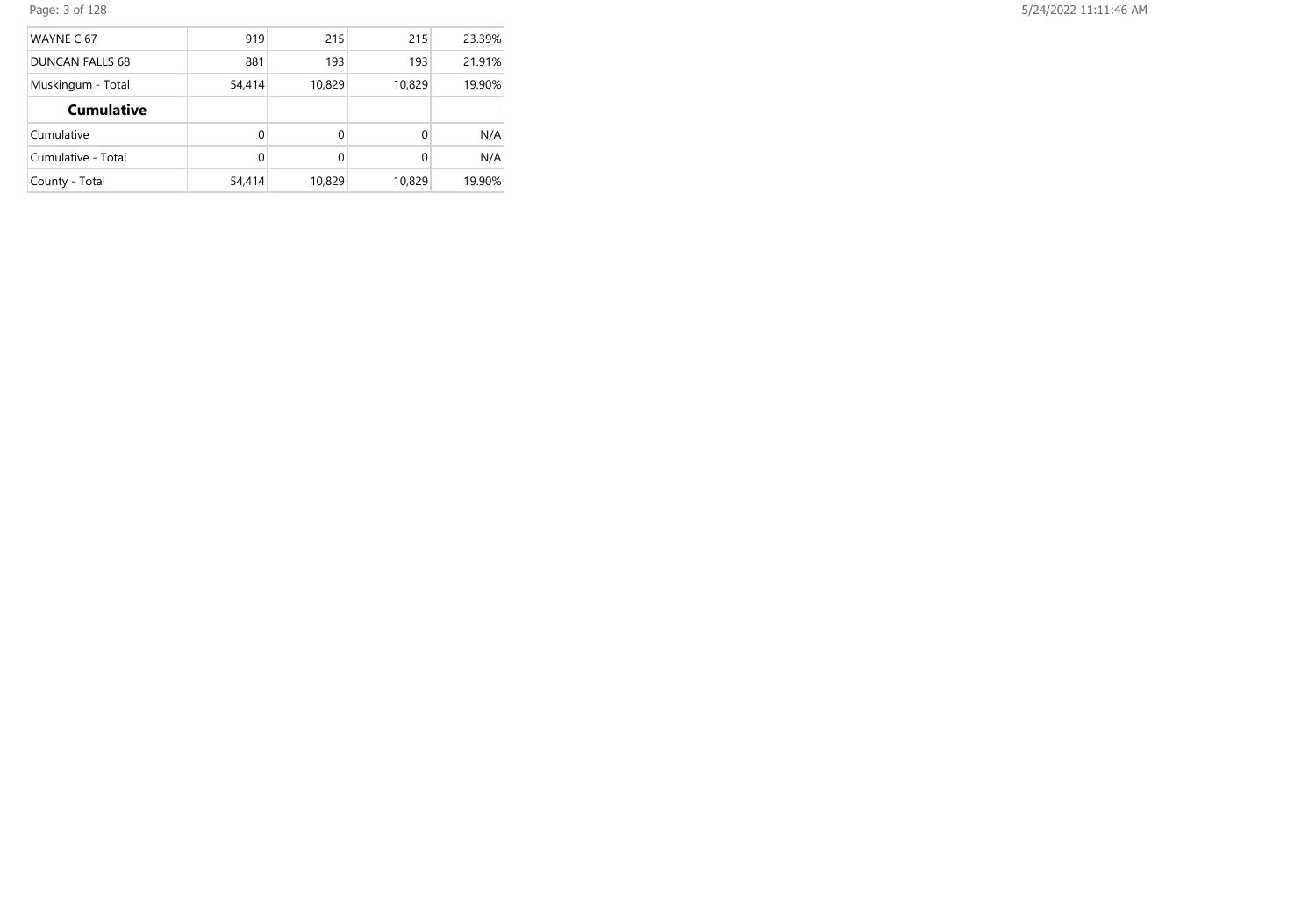| | | | | |
|---|---|---|---|---|
| WAYNE C 67 | 919 | 215 | 215 | 23.39% |
| DUNCAN FALLS 68 | 881 | 193 | 193 | 21.91% |
| Muskingum - Total | 54,414 | 10,829 | 10,829 | 19.90% |
| **Cumulative** | | | | |
| Cumulative | 0 | 0 | 0 | N/A |
| Cumulative - Total | 0 | 0 | 0 | N/A |
| County - Total | 54,414 | 10,829 | 10,829 | 19.90% |